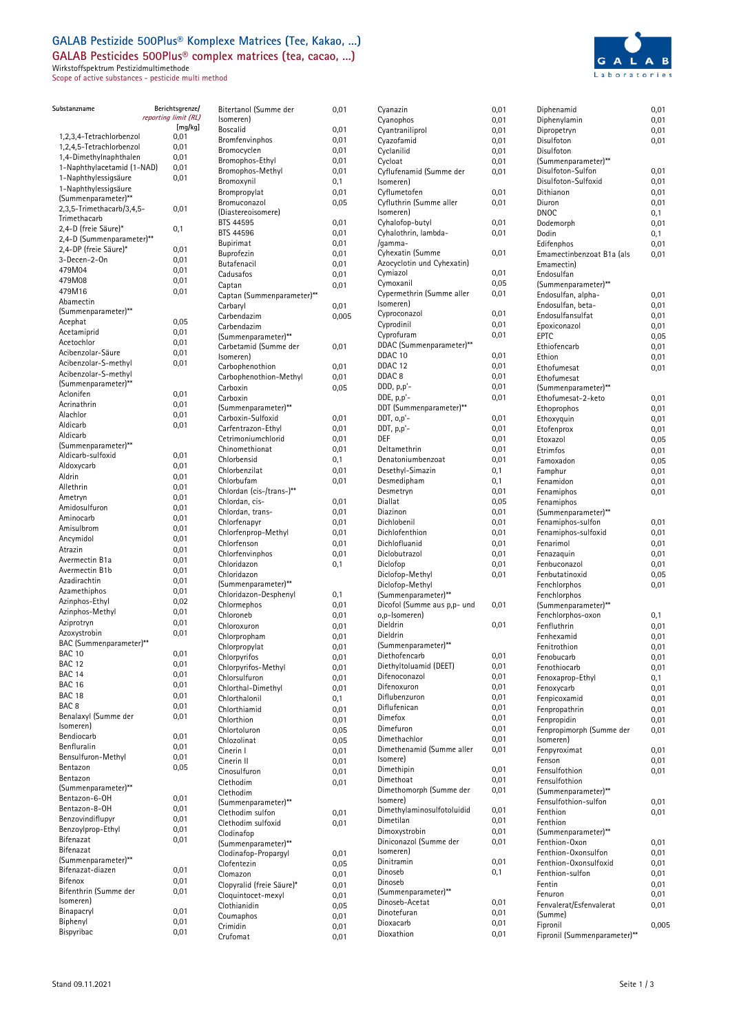# GALAB Pestizide 500Plus® Komplexe Matrices (Tee, Kakao, ...)

## GALAB Pesticides 500Plus® complex matrices (tea, cacao, ...)

Wirkstoffspektrum Pestizidmultimethode
Scope of active substances - pesticide multi method

| Substanzname | Berichtsgrenze/ *reporting limit (RL)* [mg/kg] |
|---|---|
| 1,2,3,4-Tetrachlorbenzol | 0,01 |
| 1,2,4,5-Tetrachlorbenzol | 0,01 |
| 1,4-Dimethylnaphthalen | 0,01 |
| 1-Naphthylacetamid (1-NAD) | 0,01 |
| 1-Naphthylessigsäure | 0,01 |
| 1-Naphthylessigsäure (Summenparameter)** | |
| 2,3,5-Trimethacarb/3,4,5-Trimethacarb | 0,01 |
| 2,4-D (freie Säure)* | 0,1 |
| 2,4-D (Summenparameter)** | |
| 2,4-DP (freie Säure)* | 0,01 |
| 3-Decen-2-On | 0,01 |
| 479M04 | 0,01 |
| 479M08 | 0,01 |
| 479M16 | 0,01 |
| Abamectin (Summenparameter)** | |
| Acephat | 0,05 |
| Acetamiprid | 0,01 |
| Acetochlor | 0,01 |
| Acibenzolar-Säure | 0,01 |
| Acibenzolar-S-methyl | 0,01 |
| Acibenzolar-S-methyl (Summenparameter)** | |
| Aclonifen | 0,01 |
| Acrinathrin | 0,01 |
| Alachlor | 0,01 |
| Aldicarb | 0,01 |
| Aldicarb (Summenparameter)** | |
| Aldicarb-sulfoxid | 0,01 |
| Aldoxycarb | 0,01 |
| Aldrin | 0,01 |
| Allethrin | 0,01 |
| Ametryn | 0,01 |
| Amidosulfuron | 0,01 |
| Aminocarb | 0,01 |
| Amisulbrom | 0,01 |
| Ancymidol | 0,01 |
| Atrazin | 0,01 |
| Avermectin B1a | 0,01 |
| Avermectin B1b | 0,01 |
| Azadirachtin | 0,01 |
| Azamethiphos | 0,01 |
| Azinphos-Ethyl | 0,02 |
| Azinphos-Methyl | 0,01 |
| Aziprotryn | 0,01 |
| Azoxystrobin | 0,01 |
| BAC (Summenparameter)** | |
| BAC 10 | 0,01 |
| BAC 12 | 0,01 |
| BAC 14 | 0,01 |
| BAC 16 | 0,01 |
| BAC 18 | 0,01 |
| BAC 8 | 0,01 |
| Benalaxyl (Summe der Isomeren) | 0,01 |
| Bendiocarb | 0,01 |
| Benfluralin | 0,01 |
| Bensulfuron-Methyl | 0,01 |
| Bentazon | 0,05 |
| Bentazon (Summenparameter)** | |
| Bentazon-6-OH | 0,01 |
| Bentazon-8-OH | 0,01 |
| Benzovindiflupyr | 0,01 |
| Benzoylprop-Ethyl | 0,01 |
| Bifenazat | 0,01 |
| Bifenazat (Summenparameter)** | |
| Bifenazat-diazen | 0,01 |
| Bifenox | 0,01 |
| Bifenthrin (Summe der Isomeren) | 0,01 |
| Binapacryl | 0,01 |
| Biphenyl | 0,01 |
| Bispyribac | 0,01 |
| Bitertanol (Summe der Isomeren) | 0,01 |
| Boscalid | 0,01 |
| Bromfenvinphos | 0,01 |
| Bromocyclen | 0,01 |
| Bromophos-Ethyl | 0,01 |
| Bromophos-Methyl | 0,01 |
| Bromoxynil | 0,1 |
| Brompropylat | 0,01 |
| Bromuconazol (Diastereoisomere) | 0,05 |
| BTS 44595 | 0,01 |
| BTS 44596 | 0,01 |
| Bupirimat | 0,01 |
| Buprofezin | 0,01 |
| Butafenacil | 0,01 |
| Cadusafos | 0,01 |
| Captan | 0,01 |
| Captan (Summenparameter)** | |
| Carbaryl | 0,01 |
| Carbendazim | 0,005 |
| Carbendazim (Summenparameter)** | |
| Carbetamid (Summe der Isomeren) | 0,01 |
| Carbophenothion | 0,01 |
| Carbophenothion-Methyl | 0,01 |
| Carboxin | 0,05 |
| Carboxin (Summenparameter)** | |
| Carboxin-Sulfoxid | 0,01 |
| Carfentrazon-Ethyl | 0,01 |
| Cetrimoniumchlorid | 0,01 |
| Chinomethionat | 0,01 |
| Chlorbensid | 0,1 |
| Chlorbenzilat | 0,01 |
| Chlorbufam | 0,01 |
| Chlordan (cis-/trans-)** | |
| Chlordan, cis- | 0,01 |
| Chlordan, trans- | 0,01 |
| Chlorfenapyr | 0,01 |
| Chlorfenprop-Methyl | 0,01 |
| Chlorfenson | 0,01 |
| Chlorfenvinphos | 0,01 |
| Chloridazon | 0,1 |
| Chloridazon (Summenparameter)** | |
| Chloridazon-Desphenyl | 0,1 |
| Chlormephos | 0,01 |
| Chloroneb | 0,01 |
| Chloroxuron | 0,01 |
| Chlorpropham | 0,01 |
| Chlorpropylat | 0,01 |
| Chlorpyrifos | 0,01 |
| Chlorpyrifos-Methyl | 0,01 |
| Chlorsulfuron | 0,01 |
| Chlorthal-Dimethyl | 0,01 |
| Chlorthalonil | 0,1 |
| Chlorthiamid | 0,01 |
| Chlorthion | 0,01 |
| Chlortoluron | 0,05 |
| Chlozolinat | 0,05 |
| Cinerin I | 0,01 |
| Cinerin II | 0,01 |
| Cinosulfuron | 0,01 |
| Clethodim | 0,01 |
| Clethodim (Summenparameter)** | |
| Clethodim sulfon | 0,01 |
| Clethodim sulfoxid | 0,01 |
| Clodinafop (Summenparameter)** | |
| Clodinafop-Propargyl | 0,01 |
| Clofentezin | 0,05 |
| Clomazon | 0,01 |
| Clopyralid (freie Säure)* | 0,01 |
| Cloquintocet-mexyl | 0,01 |
| Clothianidin | 0,05 |
| Coumaphos | 0,01 |
| Crimidin | 0,01 |
| Crufomat | 0,01 |
| Cyanazin | 0,01 |
| Cyanophos | 0,01 |
| Cyantraniliprol | 0,01 |
| Cyazofamid | 0,01 |
| Cyclanilid | 0,01 |
| Cycloat | 0,01 |
| Cyflufenamid (Summe der Isomeren) | 0,01 |
| Cyflumetofen | 0,01 |
| Cyfluthrin (Summe aller Isomeren) | 0,01 |
| Cyhalofop-butyl | 0,01 |
| Cyhalothrin, lambda-/gamma- | 0,01 |
| Cyhexatin (Summe Azocyclotin und Cyhexatin) | 0,01 |
| Cymiazol | 0,01 |
| Cymoxanil | 0,05 |
| Cypermethrin (Summe aller Isomeren) | 0,01 |
| Cyproconazol | 0,01 |
| Cyprodinil | 0,01 |
| Cyprofuram | 0,01 |
| DDAC (Summenparameter)** | |
| DDAC 10 | 0,01 |
| DDAC 12 | 0,01 |
| DDAC 8 | 0,01 |
| DDD, p,p'- | 0,01 |
| DDE, p,p'- | 0,01 |
| DDT (Summenparameter)** | |
| DDT, o,p'- | 0,01 |
| DDT, p,p'- | 0,01 |
| DEF | 0,01 |
| Deltamethrin | 0,01 |
| Denatoniumbenzoat | 0,01 |
| Desethyl-Simazin | 0,1 |
| Desmedipham | 0,1 |
| Desmetryn | 0,01 |
| Diallat | 0,05 |
| Diazinon | 0,01 |
| Dichlobenil | 0,01 |
| Dichlofenthion | 0,01 |
| Dichlofluanid | 0,01 |
| Diclobutrazol | 0,01 |
| Diclofop | 0,01 |
| Diclofop-Methyl | 0,01 |
| Diclofop-Methyl (Summenparameter)** | |
| Dicofol (Summe aus p,p- und o,p-Isomeren) | 0,01 |
| Dieldrin | 0,01 |
| Dieldrin (Summenparameter)** | |
| Diethofencarb | 0,01 |
| Diethyltoluamid (DEET) | 0,01 |
| Difenoconazol | 0,01 |
| Difenoxuron | 0,01 |
| Diflubenzuron | 0,01 |
| Diflufenican | 0,01 |
| Dimefox | 0,01 |
| Dimefuron | 0,01 |
| Dimethachlor | 0,01 |
| Dimethenamid (Summe aller Isomere) | 0,01 |
| Dimethipin | 0,01 |
| Dimethoat | 0,01 |
| Dimethomorph (Summe der Isomere) | 0,01 |
| Dimethylaminosulfotoluidid | 0,01 |
| Dimetilan | 0,01 |
| Dimoxystrobin | 0,01 |
| Diniconazol (Summe der Isomeren) | 0,01 |
| Dinitramin | 0,01 |
| Dinoseb | 0,1 |
| Dinoseb (Summenparameter)** | |
| Dinoseb-Acetat | 0,01 |
| Dinotefuran | 0,01 |
| Dioxacarb | 0,01 |
| Dioxathion | 0,01 |
| Diphenamid | 0,01 |
| Diphenylamin | 0,01 |
| Dipropetryn | 0,01 |
| Disulfoton | 0,01 |
| Disulfoton (Summenparameter)** | |
| Disulfoton-Sulfon | 0,01 |
| Disulfoton-Sulfoxid | 0,01 |
| Dithianon | 0,01 |
| Diuron | 0,01 |
| DNOC | 0,1 |
| Dodemorph | 0,01 |
| Dodin | 0,1 |
| Edifenphos | 0,01 |
| Emamectinbenzoat B1a (als Emamectin) | 0,01 |
| Endosulfan (Summenparameter)** | |
| Endosulfan, alpha- | 0,01 |
| Endosulfan, beta- | 0,01 |
| Endosulfansulfat | 0,01 |
| Epoxiconazol | 0,01 |
| EPTC | 0,05 |
| Ethiofencarb | 0,01 |
| Ethion | 0,01 |
| Ethofumesat | 0,01 |
| Ethofumesat (Summenparameter)** | |
| Ethofumesat-2-keto | 0,01 |
| Ethoprophos | 0,01 |
| Ethoxyquin | 0,01 |
| Etofenprox | 0,01 |
| Etoxazol | 0,05 |
| Etrimfos | 0,01 |
| Famoxadon | 0,05 |
| Famphur | 0,01 |
| Fenamidon | 0,01 |
| Fenamiphos | 0,01 |
| Fenamiphos (Summenparameter)** | |
| Fenamiphos-sulfon | 0,01 |
| Fenamiphos-sulfoxid | 0,01 |
| Fenarimol | 0,01 |
| Fenazaquin | 0,01 |
| Fenbuconazol | 0,01 |
| Fenbutatinoxid | 0,05 |
| Fenchlorphos | 0,01 |
| Fenchlorphos (Summenparameter)** | |
| Fenchlorphos-oxon | 0,1 |
| Fenfluthrin | 0,01 |
| Fenhexamid | 0,01 |
| Fenitrothion | 0,01 |
| Fenobucarb | 0,01 |
| Fenothiocarb | 0,01 |
| Fenoxaprop-Ethyl | 0,1 |
| Fenoxycarb | 0,01 |
| Fenpicoxamid | 0,01 |
| Fenpropathrin | 0,01 |
| Fenpropidin | 0,01 |
| Fenpropimorph (Summe der Isomeren) | 0,01 |
| Fenpyroximat | 0,01 |
| Fenson | 0,01 |
| Fensulfothion | 0,01 |
| Fensulfothion (Summenparameter)** | |
| Fensulfothion-sulfon | 0,01 |
| Fenthion | 0,01 |
| Fenthion (Summenparameter)** | |
| Fenthion-Oxon | 0,01 |
| Fenthion-Oxonsulfon | 0,01 |
| Fenthion-Oxonsulfoxid | 0,01 |
| Fenthion-sulfon | 0,01 |
| Fentin | 0,01 |
| Fenuron | 0,01 |
| Fenvalerat/Esfenvalerat (Summe) | 0,01 |
| Fipronil | 0,005 |
| Fipronil (Summenparameter)** | |

Stand 09.11.2021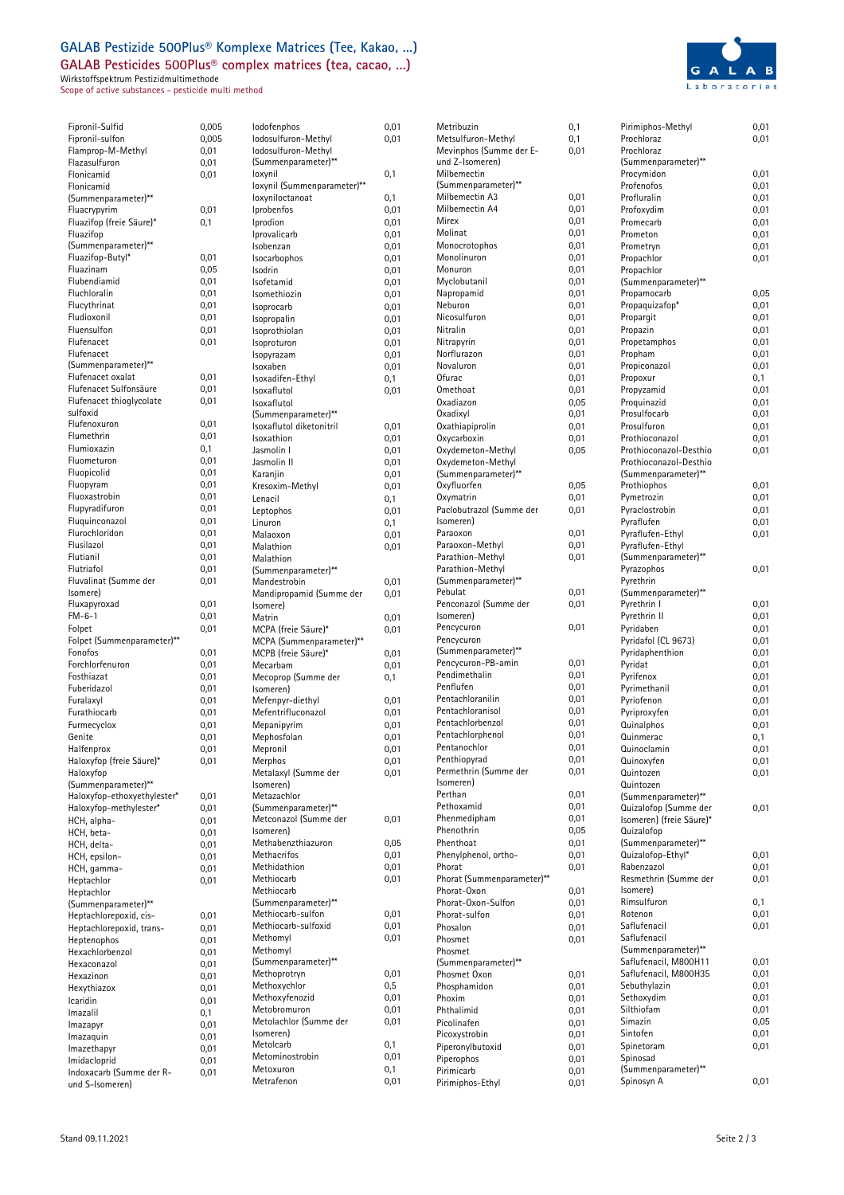# GALAB Pestizide 500Plus® Komplexe Matrices (Tee, Kakao, ...)

## GALAB Pesticides 500Plus® complex matrices (tea, cacao, ...)

Wirkstoffspektrum Pestizidmultimethode
Scope of active substances - pesticide multi method

| Wirkstoff | | Wirkstoff | | Wirkstoff | | Wirkstoff | |
|---|---|---|---|---|---|---|---|
| Fipronil-Sulfid | 0,005 | Iodofenphos | 0,01 | Metribuzin | 0,1 | Pirimiphos-Methyl | 0,01 |
| Fipronil-sulfon | 0,005 | Iodosulfuron-Methyl | 0,01 | Metsulfuron-Methyl | 0,1 | Prochloraz | 0,01 |
| Flamprop-M-Methyl | 0,01 | Iodosulfuron-Methyl (Summenparameter)** | | Mevinphos (Summe der E- und Z-Isomeren) | 0,01 | Prochloraz (Summenparameter)** | |
| Flazasulfuron | 0,01 | Ioxynil | 0,1 | Milbemectin (Summenparameter)** | | Procymidon | 0,01 |
| Flonicamid | 0,01 | Ioxynil (Summenparameter)** | | Milbemectin A3 | 0,01 | Profenofos | 0,01 |
| Flonicamid (Summenparameter)** | | Ioxyniloctanoat | 0,1 | Milbemectin A4 | 0,01 | Profluralin | 0,01 |
| Fluacrypyrim | 0,01 | Iprobenfos | 0,01 | Mirex | 0,01 | Profoxydim | 0,01 |
| Fluazifop (freie Säure)* | 0,1 | Iprodion | 0,01 | Molinat | 0,01 | Promecarb | 0,01 |
| Fluazifop (Summenparameter)** | | Iprovalicarb | 0,01 | Monocrotophos | 0,01 | Prometon | 0,01 |
| Fluazifop-Butyl* | 0,01 | Isobenzan | 0,01 | Monolinuron | 0,01 | Prometryn | 0,01 |
| Fluazinam | 0,05 | Isocarbophos | 0,01 | Monuron | 0,01 | Propachlor | 0,01 |
| Flubendiamid | 0,01 | Isodrin | 0,01 | Myclobutanil | 0,01 | Propachlor (Summenparameter)** | |
| Fluchloralin | 0,01 | Isofetamid | 0,01 | Napropamid | 0,01 | Propamocarb | 0,05 |
| Flucythrinat | 0,01 | Isomethiozin | 0,01 | Neburon | 0,01 | Propaquizafop* | 0,01 |
| Fludioxonil | 0,01 | Isoprocarb | 0,01 | Nicosulfuron | 0,01 | Propargit | 0,01 |
| Fluensulfon | 0,01 | Isopropalin | 0,01 | Nitralin | 0,01 | Propazin | 0,01 |
| Flufenacet | 0,01 | Isoprothiolan | 0,01 | Nitrapyrin | 0,01 | Propetamphos | 0,01 |
| Flufenacet (Summenparameter)** | | Isoproturon | 0,01 | Norflurazon | 0,01 | Propham | 0,01 |
| Flufenacet oxalat | 0,01 | Isopyrazam | 0,01 | Novaluron | 0,01 | Propiconazol | 0,01 |
| Flufenacet Sulfonsäure | 0,01 | Isoxaben | 0,01 | Ofurac | 0,01 | Propoxur | 0,1 |
| Flufenacet thioglycolate sulfoxid | 0,01 | Isoxadifen-Ethyl | 0,1 | Omethoat | 0,01 | Propyzamid | 0,01 |
| Flufenoxuron | 0,01 | Isoxaflutol | 0,01 | Oxadiazon | 0,05 | Proquinazid | 0,01 |
| Flumethrin | 0,01 | Isoxaflutol (Summenparameter)** | | Oxadixyl | 0,01 | Prosulfocarb | 0,01 |
| Flumioxazin | 0,1 | Isoxaflutol diketonitril | 0,01 | Oxathiapiprolin | 0,01 | Prosulfuron | 0,01 |
| Fluometuron | 0,01 | Isoxathion | 0,01 | Oxycarboxin | 0,01 | Prothioconazol | 0,01 |
| Fluopicolid | 0,01 | Jasmolin I | 0,01 | Oxydemeton-Methyl | 0,05 | Prothioconazol-Desthio | 0,01 |
| Fluopyram | 0,01 | Jasmolin II | 0,01 | Oxydemeton-Methyl (Summenparameter)** | | Prothioconazol-Desthio (Summenparameter)** | |
| Fluoxastrobin | 0,01 | Karanjin | 0,01 | Oxyfluorfen | 0,05 | Prothiophos | 0,01 |
| Flupyradifuron | 0,01 | Kresoxim-Methyl | 0,01 | Oxymatrin | 0,01 | Pymetrozin | 0,01 |
| Fluquinconazol | 0,01 | Lenacil | 0,1 | Paclobutrazol (Summe der Isomeren) | 0,01 | Pyraclostrobin | 0,01 |
| Flurochloridon | 0,01 | Leptophos | 0,01 | Paraoxon | 0,01 | Pyraflufen | 0,01 |
| Flusilazol | 0,01 | Linuron | 0,1 | Paraoxon-Methyl | 0,01 | Pyraflufen-Ethyl | 0,01 |
| Flutianil | 0,01 | Malaoxon | 0,01 | Parathion-Methyl | 0,01 | Pyraflufen-Ethyl (Summenparameter)** | |
| Flutriafol | 0,01 | Malathion | 0,01 | Parathion-Methyl (Summenparameter)** | | Pyrazophos | 0,01 |
| Fluvalinat (Summe der Isomere) | 0,01 | Malathion (Summenparameter)** | | Pebulat | 0,01 | Pyrethrin (Summenparameter)** | |
| Fluxapyroxad | 0,01 | Mandestrobin | 0,01 | Penconazol (Summe der Isomeren) | 0,01 | Pyrethrin I | 0,01 |
| FM-6-1 | 0,01 | Mandipropamid (Summe der Isomere) | 0,01 | Pencycuron | 0,01 | Pyrethrin II | 0,01 |
| Folpet | 0,01 | Matrin | 0,01 | Pencycuron (Summenparameter)** | | Pyridaben | 0,01 |
| Folpet (Summenparameter)** | | MCPA (freie Säure)* | 0,01 | Pencycuron-PB-amin | 0,01 | Pyridafol (CL 9673) | 0,01 |
| Fonofos | 0,01 | MCPA (Summenparameter)** | | Pendimethalin | 0,01 | Pyridaphenthion | 0,01 |
| Forchlorfenuron | 0,01 | MCPB (freie Säure)* | 0,01 | Penflufen | 0,01 | Pyridat | 0,01 |
| Fosthiazat | 0,01 | Mecarbam | 0,01 | Pentachloranilin | 0,01 | Pyrifenox | 0,01 |
| Fuberidazol | 0,01 | Mecoprop (Summe der Isomeren) | 0,1 | Pentachloranisol | 0,01 | Pyrimethanil | 0,01 |
| Furalaxyl | 0,01 | Mefenpyr-diethyl | 0,01 | Pentachlorbenzol | 0,01 | Pyriofenon | 0,01 |
| Furathiocarb | 0,01 | Mefentrifluconazol | 0,01 | Pentachlorphenol | 0,01 | Pyriproxyfen | 0,01 |
| Furmecyclox | 0,01 | Mepanipyrim | 0,01 | Pentanochlor | 0,01 | Quinalphos | 0,01 |
| Genite | 0,01 | Mephosfolan | 0,01 | Penthiopyrad | 0,01 | Quinmerac | 0,1 |
| Halfenprox | 0,01 | Mepronil | 0,01 | Permethrin (Summe der Isomeren) | 0,01 | Quinoclamin | 0,01 |
| Haloxyfop (freie Säure)* | 0,01 | Merphos | 0,01 | Perthan | 0,01 | Quinoxyfen | 0,01 |
| Haloxyfop (Summenparameter)** | | Metalaxyl (Summe der Isomeren) | 0,01 | Pethoxamid | 0,01 | Quintozen | 0,01 |
| Haloxyfop-ethoxyethylester* | 0,01 | Metazachlor (Summenparameter)** | | Phenmedipham | 0,01 | Quintozen (Summenparameter)** | |
| Haloxyfop-methylester* | 0,01 | Metconazol (Summe der Isomeren) | 0,01 | Phenothrin | 0,05 | Quizalofop (Summe der Isomeren) (freie Säure)* | 0,01 |
| HCH, alpha- | 0,01 | Methabenzthiazuron | 0,05 | Phenthoat | 0,01 | Quizalofop (Summenparameter)** | |
| HCH, beta- | 0,01 | Methacrifos | 0,01 | Phenylphenol, ortho- | 0,01 | Quizalofop-Ethyl* | 0,01 |
| HCH, delta- | 0,01 | Methidathion | 0,01 | Phorat | 0,01 | Rabenzazol | 0,01 |
| HCH, epsilon- | 0,01 | Methiocarb | 0,01 | Phorat (Summenparameter)** | | Resmethrin (Summe der Isomere) | 0,01 |
| HCH, gamma- | 0,01 | Methiocarb (Summenparameter)** | | Phorat-Oxon | 0,01 | Rimsulfuron | 0,1 |
| Heptachlor | 0,01 | Methiocarb-sulfon | 0,01 | Phorat-Oxon-Sulfon | 0,01 | Rotenon | 0,01 |
| Heptachlor (Summenparameter)** | | Methiocarb-sulfoxid | 0,01 | Phorat-sulfon | 0,01 | Saflufenacil | 0,01 |
| Heptachlorepoxid, cis- | 0,01 | Methomyl | 0,01 | Phosalon | 0,01 | Saflufenacil (Summenparameter)** | |
| Heptachlorepoxid, trans- | 0,01 | Methomyl (Summenparameter)** | | Phosmet | 0,01 | Saflufenacil, M800H11 | 0,01 |
| Heptenophos | 0,01 | Methoprotryn | 0,01 | Phosmet (Summenparameter)** | | Saflufenacil, M800H35 | 0,01 |
| Hexachlorbenzol | 0,01 | Methoxychlor | 0,5 | Phosmet Oxon | 0,01 | Sebuthylazin | 0,01 |
| Hexaconazol | 0,01 | Methoxyfenozid | 0,01 | Phosphamidon | 0,01 | Sethoxydim | 0,01 |
| Hexazinon | 0,01 | Metobromuron | 0,01 | Phoxim | 0,01 | Silthiofam | 0,01 |
| Hexythiazox | 0,01 | Metolachlor (Summe der Isomeren) | 0,01 | Phthalimid | 0,01 | Simazin | 0,05 |
| Icaridin | 0,01 | Metolcarb | 0,1 | Picolinafen | 0,01 | Sintofen | 0,01 |
| Imazalil | 0,1 | Metominostrobin | 0,01 | Picoxystrobin | 0,01 | Spinetoram | 0,01 |
| Imazapyr | 0,01 | Metoxuron | 0,1 | Piperonylbutoxid | 0,01 | Spinosad (Summenparameter)** | |
| Imazaquin | 0,01 | Metrafenon | 0,01 | Piperophos | 0,01 | Spinosyn A | 0,01 |
| Imazethapyr | 0,01 | | | Pirimicarb | 0,01 | | |
| Imidacloprid | 0,01 | | | Pirimiphos-Ethyl | 0,01 | | |
| Indoxacarb (Summe der R- und S-Isomeren) | 0,01 | | | | | | |

Stand 09.11.2021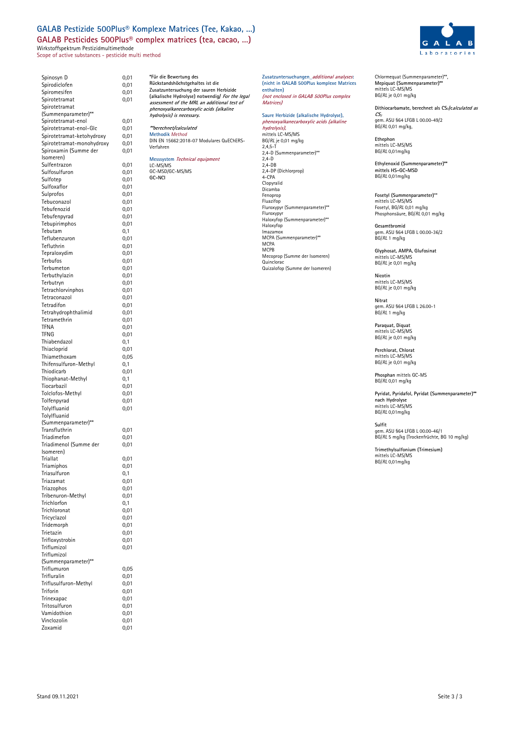# GALAB Pestizide 500Plus® Komplexe Matrices (Tee, Kakao, ...)

## GALAB Pesticides 500Plus® complex matrices (tea, cacao, ...)

Wirkstoffspektrum Pestizidmultimethode
Scope of active substances - pesticide multi method

| | |
|---|---|
| Spinosyn D | 0,01 |
| Spirodiclofen | 0,01 |
| Spiromesifen | 0,01 |
| Spirotetramat | 0,01 |
| Spirotetramat (Summenparameter)** | |
| Spirotetramat-enol | 0,01 |
| Spirotetramat-enol-Glc | 0,01 |
| Spirotetramat-ketohydroxy | 0,01 |
| Spirotetramat-monohydroxy | 0,01 |
| Spiroxamin (Summe der Isomeren) | 0,01 |
| Sulfentrazon | 0,01 |
| Sulfosulfuron | 0,01 |
| Sulfotep | 0,01 |
| Sulfoxaflor | 0,01 |
| Sulprofos | 0,01 |
| Tebuconazol | 0,01 |
| Tebufenozid | 0,01 |
| Tebufenpyrad | 0,01 |
| Tebupirimphos | 0,01 |
| Tebutam | 0,1 |
| Teflubenzuron | 0,01 |
| Tefluthrin | 0,01 |
| Tepraloxydim | 0,01 |
| Terbufos | 0,01 |
| Terbumeton | 0,01 |
| Terbuthylazin | 0,01 |
| Terbutryn | 0,01 |
| Tetrachlorvinphos | 0,01 |
| Tetraconazol | 0,01 |
| Tetradifon | 0,01 |
| Tetrahydrophthalimid | 0,01 |
| Tetramethrin | 0,01 |
| TFNA | 0,01 |
| TFNG | 0,01 |
| Thiabendazol | 0,1 |
| Thiacloprid | 0,01 |
| Thiamethoxam | 0,05 |
| Thifensulfuron-Methyl | 0,1 |
| Thiodicarb | 0,01 |
| Thiophanat-Methyl | 0,1 |
| Tiocarbazil | 0,01 |
| Tolclofos-Methyl | 0,01 |
| Tolfenpyrad | 0,01 |
| Tolylfluanid | 0,01 |
| Tolylfluanid (Summenparameter)** | |
| Transfluthrin | 0,01 |
| Triadimefon | 0,01 |
| Triadimenol (Summe der Isomeren) | 0,01 |
| Triallat | 0,01 |
| Triamiphos | 0,01 |
| Triasulfuron | 0,1 |
| Triazamat | 0,01 |
| Triazophos | 0,01 |
| Tribenuron-Methyl | 0,01 |
| Trichlorfon | 0,1 |
| Trichloronat | 0,01 |
| Tricyclazol | 0,01 |
| Tridemorph | 0,01 |
| Trietazin | 0,01 |
| Trifloxystrobin | 0,01 |
| Triflumizol | 0,01 |
| Triflumizol (Summenparameter)** | |
| Triflumuron | 0,05 |
| Trifluralin | 0,01 |
| Triflusulfuron-Methyl | 0,01 |
| Triforin | 0,01 |
| Trinexapac | 0,01 |
| Tritosulfuron | 0,01 |
| Vamidothion | 0,01 |
| Vinclozolin | 0,01 |
| Zoxamid | 0,01 |

*Für die Bewertung des Rückstandshöchstgehaltes ist die Zusatzuntersuchung der sauren Herbizide (alkalische Hydrolyse) notwendig/ *For the legal assessment of the MRL an additional test of phenoxyalkanecarboxylic acids (alkaline hydrolysis) is necessary.*

*\*\*berechnet/calculated*

Methodik *Method*
DIN EN 15662:2018-07 Modulares QuEChERS-Verfahren

Messsystem *Technical equipment*
LC-MS/MS
GC-MSD/GC-MS/MS
**GC-NCI**

Zusatzuntersuchungen_*additional analyses*:
(nicht in GALAB 500Plus komplexe Matrices enthalten)
*(not enclosed in GALAB 500Plus complex Matrices)*

Saure Herbizide (alkalische Hydrolyse), *phenoxyalkanecarboxylic acids (alkaline hydrolysis)*,
mittels LC-MS/MS
BG/*RL* je 0,01 mg/kg
2,4,5-T
2,4-D (Summenparameter)**
2,4-D
2,4-DB
2,4-DP (Dichlorprop)
4-CPA
Clopyralid
Dicamba
Fenoprop
Fluazifop
Fluroxypyr (Summenparameter)**
Fluroxypyr
Haloxyfop (Summenparameter)**
Haloxyfop
Imazamox
MCPA (Summenparameter)**
MCPA
MCPB
Mecoprop (Summe der Isomeren)
Quinclorac
Quizalofop (Summe der Isomeren)

Chlormequat (Summenparameter)**,
**Mepiquat (Summenparameter)****
mittels LC-MS/MS
BG/*RL* je 0,01 mg/kg

Dithiocarbamate, berechnet als $CS_2$/*calculated as $CS_2$*
gem. ASU §64 LFGB L 00.00-49/2
BG/*RL* 0,01 mg/kg,

**Ethephon**
mittels LC-MS/MS
BG/*RL* 0,01mg/kg

**Ethylenoxid (Summenparameter)****
**mittels HS-GC-MSD**
BG/*RL* 0,01mg/kg

**Fosetyl (Summenparameter)****
mittels LC-MS/MS
Fosetyl, BG/*RL* 0,01 mg/kg
Phosphonsäure, BG/*RL* 0,1 mg/kg

**Gesamtbromid**
gem. ASU §64 LFGB L 00.00-36/2
BG/*RL* 1 mg/kg

**Glyphosat, AMPA, Glufosinat**
mittels LC-MS/MS
BG/*RL* je 0,01 mg/kg

**Nicotin**
mittels LC-MS/MS
BG/*RL* je 0,01 mg/kg

**Nitrat**
gem. ASU §64 LFGB L 26.00-1
BG/*RL* 1 mg/kg

**Paraquat, Diquat**
mittels LC-MS/MS
BG/*RL* je 0,01 mg/kg

**Perchlorat, Chlorat**
mittels LC-MS/MS
BG/*RL* je 0,01 mg/kg

**Phosphan** mittels GC-MS
BG/*RL* 0,01 mg/kg

**Pyridat, Pyridafol, Pyridat (Summenparameter)****
**nach Hydrolyse**
mittels LC-MS/MS
BG/*RL* 0,01mg/kg

**Sulfit**
gem. ASU §64 LFGB L 00.00-46/1
BG/*RL* 5 mg/kg (Trockenfrüchte, BG 10 mg/kg)

**Trimethylsulfonium (Trimesium)**
mittels LC-MS/MS
BG/*RL* 0,01mg/kg

Stand 09.11.2021